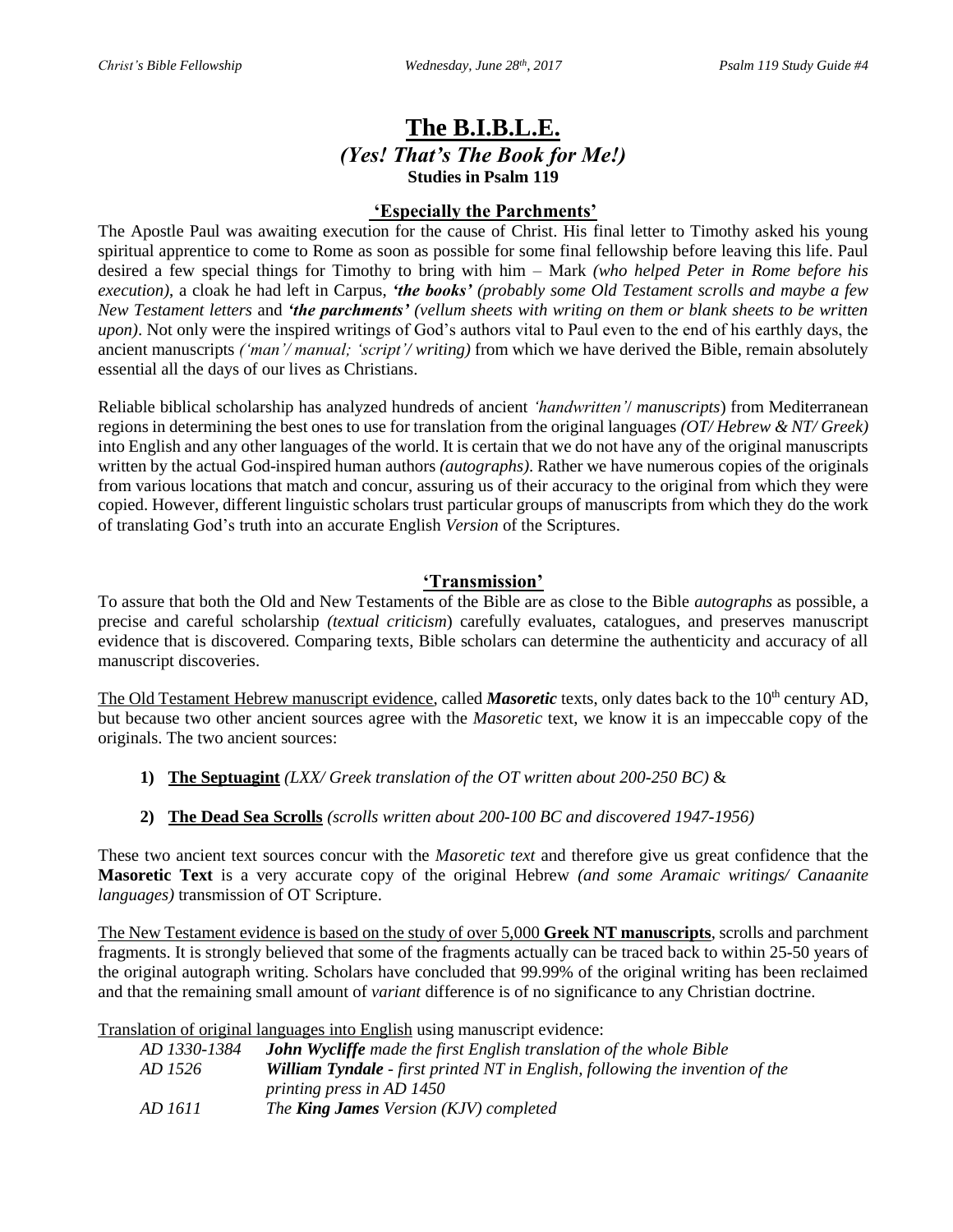# The B.I.B.L.E.

***(Yes! That's The Book for Me!)***

**Studies in Psalm 119**

## 'Especially the Parchments'

The Apostle Paul was awaiting execution for the cause of Christ. His final letter to Timothy asked his young spiritual apprentice to come to Rome as soon as possible for some final fellowship before leaving this life. Paul desired a few special things for Timothy to bring with him – Mark *(who helped Peter in Rome before his execution)*, a cloak he had left in Carpus, ***'the books'*** *(probably some Old Testament scrolls and maybe a few New Testament letters* and ***'the parchments'*** *(vellum sheets with writing on them or blank sheets to be written upon)*. Not only were the inspired writings of God's authors vital to Paul even to the end of his earthly days, the ancient manuscripts *('man'/ manual; 'script'/ writing)* from which we have derived the Bible, remain absolutely essential all the days of our lives as Christians.

Reliable biblical scholarship has analyzed hundreds of ancient *'handwritten'/ manuscripts*) from Mediterranean regions in determining the best ones to use for translation from the original languages *(OT/ Hebrew & NT/ Greek)* into English and any other languages of the world. It is certain that we do not have any of the original manuscripts written by the actual God-inspired human authors *(autographs)*. Rather we have numerous copies of the originals from various locations that match and concur, assuring us of their accuracy to the original from which they were copied. However, different linguistic scholars trust particular groups of manuscripts from which they do the work of translating God's truth into an accurate English *Version* of the Scriptures.

## 'Transmission'

To assure that both the Old and New Testaments of the Bible are as close to the Bible *autographs* as possible, a precise and careful scholarship *(textual criticism*) carefully evaluates, catalogues, and preserves manuscript evidence that is discovered. Comparing texts, Bible scholars can determine the authenticity and accuracy of all manuscript discoveries.

The Old Testament Hebrew manuscript evidence, called ***Masoretic*** texts, only dates back to the 10th century AD, but because two other ancient sources agree with the *Masoretic* text, we know it is an impeccable copy of the originals. The two ancient sources:

1) **The Septuagint** *(LXX/ Greek translation of the OT written about 200-250 BC)* &

2) **The Dead Sea Scrolls** *(scrolls written about 200-100 BC and discovered 1947-1956)*

These two ancient text sources concur with the *Masoretic text* and therefore give us great confidence that the **Masoretic Text** is a very accurate copy of the original Hebrew *(and some Aramaic writings/ Canaanite languages)* transmission of OT Scripture.

The New Testament evidence is based on the study of over 5,000 **Greek NT manuscripts**, scrolls and parchment fragments. It is strongly believed that some of the fragments actually can be traced back to within 25-50 years of the original autograph writing. Scholars have concluded that 99.99% of the original writing has been reclaimed and that the remaining small amount of *variant* difference is of no significance to any Christian doctrine.

Translation of original languages into English using manuscript evidence:

| | |
|---|---|
| *AD 1330-1384* | ***John Wycliffe*** *made the first English translation of the whole Bible* |
| *AD 1526* | ***William Tyndale*** *- first printed NT in English, following the invention of the printing press in AD 1450* |
| *AD 1611* | *The* ***King James*** *Version (KJV) completed* |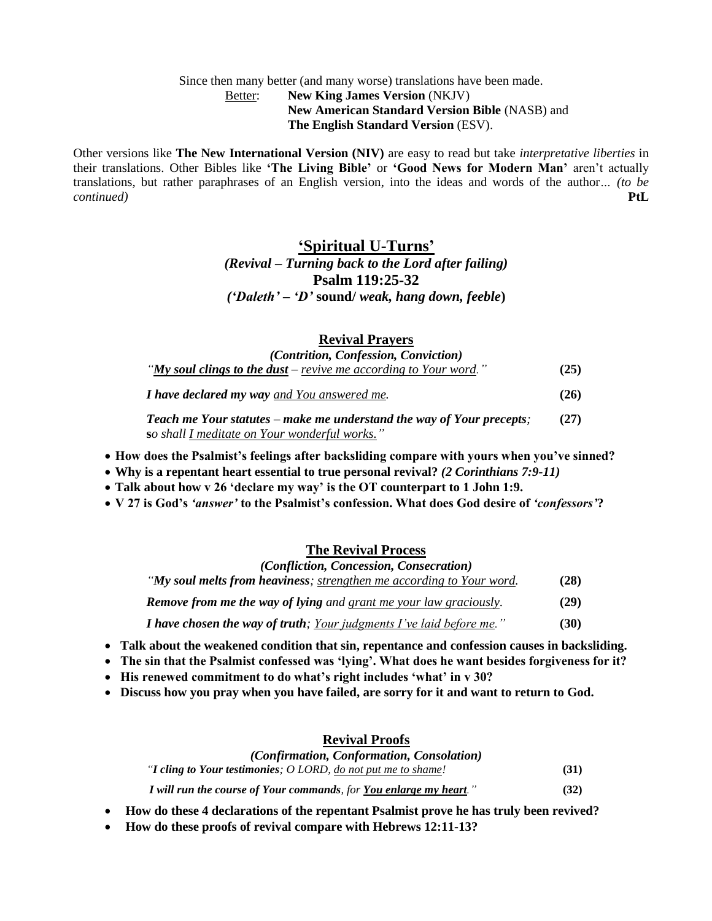Since then many better (and many worse) translations have been made.

<u>Better</u>: **New King James Version** (NKJV)
**New American Standard Version Bible** (NASB) and
**The English Standard Version** (ESV).

Other versions like **The New International Version (NIV)** are easy to read but take *interpretative liberties* in their translations. Other Bibles like **'The Living Bible'** or **'Good News for Modern Man'** aren't actually translations, but rather paraphrases of an English version, into the ideas and words of the author… *(to be continued)* **PtL**

## 'Spiritual U-Turns'

***(Revival – Turning back to the Lord after failing)***

**Psalm 119:25-32**

***('Daleth' – 'D'* sound/ *weak, hang down, feeble*)**

### Revival Prayers

***(Contrition, Confession, Conviction)***

*"**My soul clings to the dust** – revive me according to Your word."* **(25)**

***I have declared my way** and You answered me.* **(26)**

***Teach me Your statutes** – **make me understand the way of Your precepts**; so shall I meditate on Your wonderful works."* **(27)**

- **How does the Psalmist's feelings after backsliding compare with yours when you've sinned?**
- **Why is a repentant heart essential to true personal revival? *(2 Corinthians 7:9-11)***
- **Talk about how v 26 'declare my way' is the OT counterpart to 1 John 1:9.**
- **V 27 is God's *'answer'* to the Psalmist's confession. What does God desire of *'confessors'*?**

### The Revival Process

***(Confliction, Concession, Consecration)***

*"**My soul melts from heaviness**; strengthen me according to Your word.* **(28)**

***Remove from me the way of lying** and grant me your law graciously.* **(29)**

***I have chosen the way of truth**; Your judgments I've laid before me."* **(30)**

- **Talk about the weakened condition that sin, repentance and confession causes in backsliding.**
- **The sin that the Psalmist confessed was 'lying'. What does he want besides forgiveness for it?**
- **His renewed commitment to do what's right includes 'what' in v 30?**
- **Discuss how you pray when you have failed, are sorry for it and want to return to God.**

### Revival Proofs

***(Confirmation, Conformation, Consolation)***

*"**I cling to Your testimonies**; O LORD, do not put me to shame!* **(31)**

***I will run the course of Your commands**, for **You enlarge my heart**."* **(32)**

- **How do these 4 declarations of the repentant Psalmist prove he has truly been revived?**
- **How do these proofs of revival compare with Hebrews 12:11-13?**